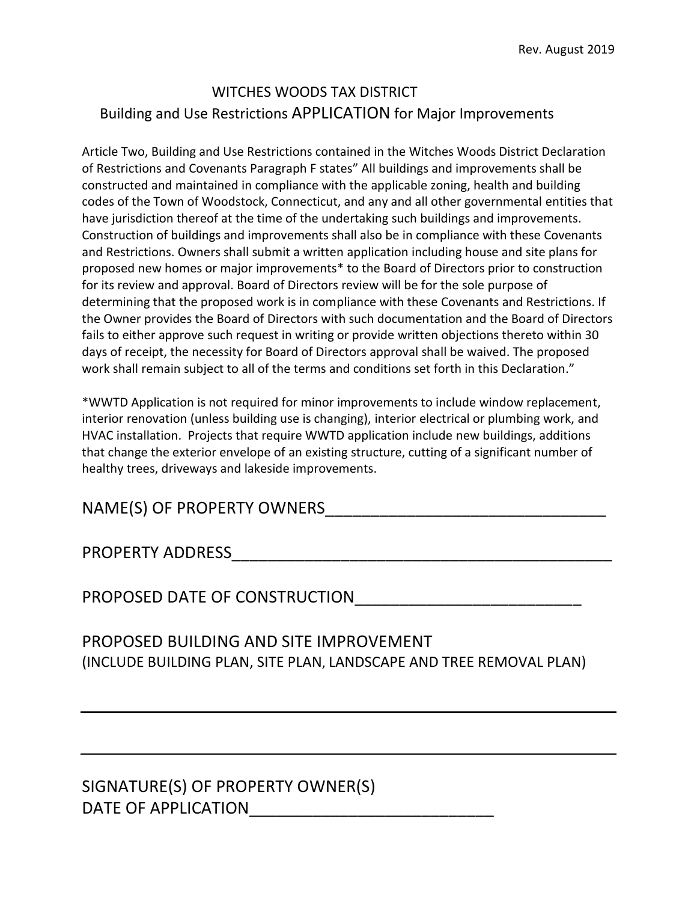Rev. August 2019

# WITCHES WOODS TAX DISTRICT

## Building and Use Restrictions APPLICATION for Major Improvements

Article Two, Building and Use Restrictions contained in the Witches Woods District Declaration of Restrictions and Covenants Paragraph F states" All buildings and improvements shall be constructed and maintained in compliance with the applicable zoning, health and building codes of the Town of Woodstock, Connecticut, and any and all other governmental entities that have jurisdiction thereof at the time of the undertaking such buildings and improvements. Construction of buildings and improvements shall also be in compliance with these Covenants and Restrictions. Owners shall submit a written application including house and site plans for proposed new homes or major improvements* to the Board of Directors prior to construction for its review and approval. Board of Directors review will be for the sole purpose of determining that the proposed work is in compliance with these Covenants and Restrictions. If the Owner provides the Board of Directors with such documentation and the Board of Directors fails to either approve such request in writing or provide written objections thereto within 30 days of receipt, the necessity for Board of Directors approval shall be waived. The proposed work shall remain subject to all of the terms and conditions set forth in this Declaration."

*WWTD Application is not required for minor improvements to include window replacement, interior renovation (unless building use is changing), interior electrical or plumbing work, and HVAC installation. Projects that require WWTD application include new buildings, additions that change the exterior envelope of an existing structure, cutting of a significant number of healthy trees, driveways and lakeside improvements.

NAME(S) OF PROPERTY OWNERS________________________________

PROPERTY ADDRESS____________________________________________

PROPOSED DATE OF CONSTRUCTION_________________________

PROPOSED BUILDING AND SITE IMPROVEMENT
(INCLUDE BUILDING PLAN, SITE PLAN, LANDSCAPE AND TREE REMOVAL PLAN)

______________________________________________________________

______________________________________________________________

SIGNATURE(S) OF PROPERTY OWNER(S)
DATE OF APPLICATION___________________________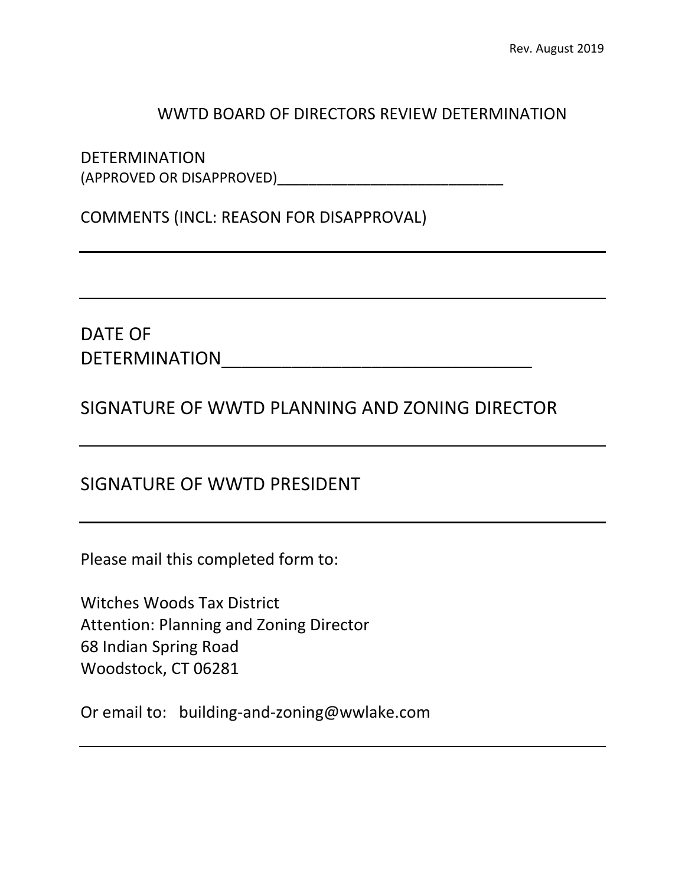Rev. August 2019

## WWTD BOARD OF DIRECTORS REVIEW DETERMINATION

DETERMINATION
(APPROVED OR DISAPPROVED)______________________________

COMMENTS (INCL: REASON FOR DISAPPROVAL)

______________________________________________________________

______________________________________________________________

DATE OF
DETERMINATION________________________________

SIGNATURE OF WWTD PLANNING AND ZONING DIRECTOR

______________________________________________________________

SIGNATURE OF WWTD PRESIDENT

______________________________________________________________

Please mail this completed form to:

Witches Woods Tax District
Attention: Planning and Zoning Director
68 Indian Spring Road
Woodstock, CT 06281

Or email to: building-and-zoning@wwlake.com

______________________________________________________________